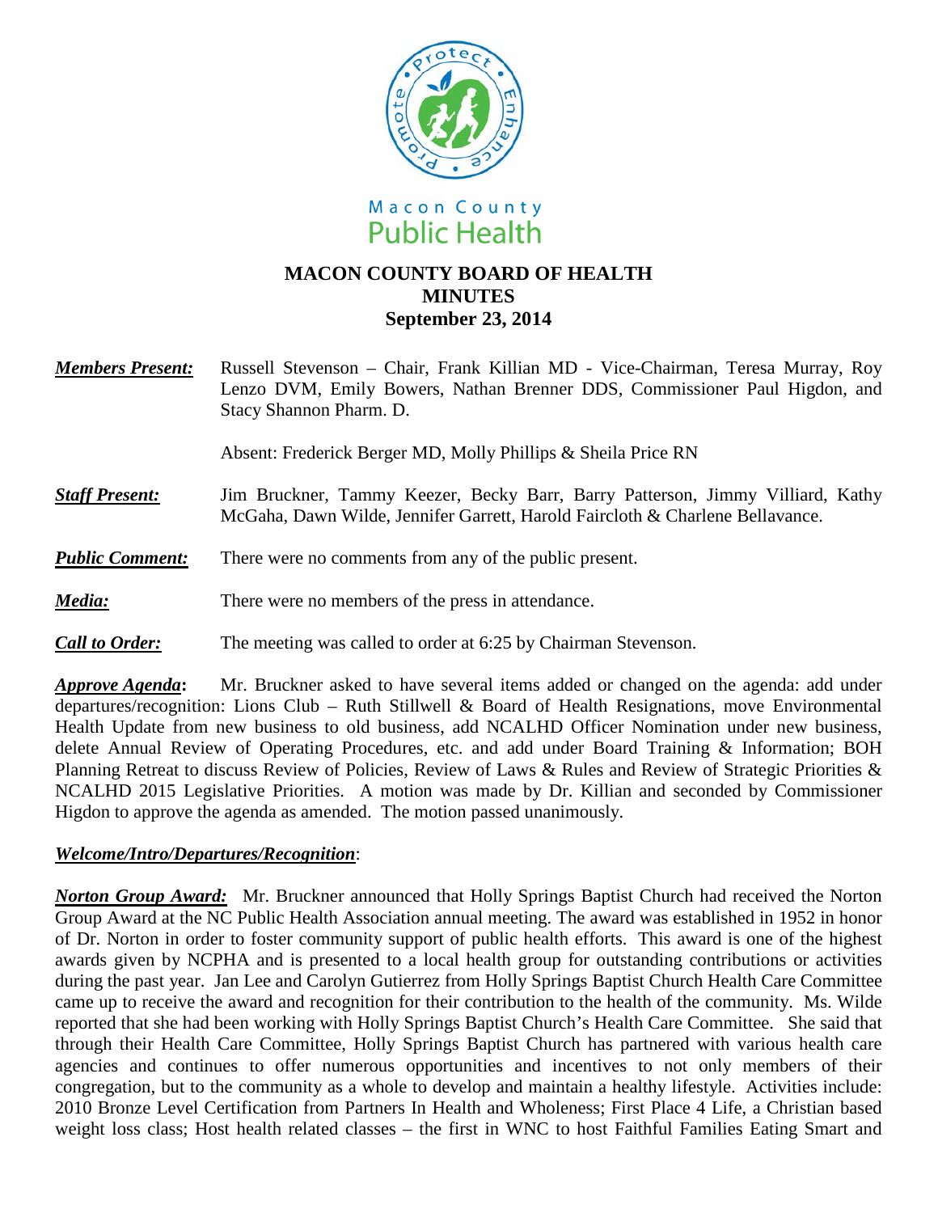Macon County
Public Health

# MACON COUNTY BOARD OF HEALTH
## MINUTES
### September 23, 2014

***Members Present:*** Russell Stevenson – Chair, Frank Killian MD - Vice-Chairman, Teresa Murray, Roy Lenzo DVM, Emily Bowers, Nathan Brenner DDS, Commissioner Paul Higdon, and Stacy Shannon Pharm. D.

Absent: Frederick Berger MD, Molly Phillips & Sheila Price RN

***Staff Present:*** Jim Bruckner, Tammy Keezer, Becky Barr, Barry Patterson, Jimmy Villiard, Kathy McGaha, Dawn Wilde, Jennifer Garrett, Harold Faircloth & Charlene Bellavance.

***Public Comment:*** There were no comments from any of the public present.

***Media:*** There were no members of the press in attendance.

***Call to Order:*** The meeting was called to order at 6:25 by Chairman Stevenson.

***Approve Agenda*:** Mr. Bruckner asked to have several items added or changed on the agenda: add under departures/recognition: Lions Club – Ruth Stillwell & Board of Health Resignations, move Environmental Health Update from new business to old business, add NCALHD Officer Nomination under new business, delete Annual Review of Operating Procedures, etc. and add under Board Training & Information; BOH Planning Retreat to discuss Review of Policies, Review of Laws & Rules and Review of Strategic Priorities & NCALHD 2015 Legislative Priorities. A motion was made by Dr. Killian and seconded by Commissioner Higdon to approve the agenda as amended. The motion passed unanimously.

***Welcome/Intro/Departures/Recognition***:

***Norton Group Award:*** Mr. Bruckner announced that Holly Springs Baptist Church had received the Norton Group Award at the NC Public Health Association annual meeting. The award was established in 1952 in honor of Dr. Norton in order to foster community support of public health efforts. This award is one of the highest awards given by NCPHA and is presented to a local health group for outstanding contributions or activities during the past year. Jan Lee and Carolyn Gutierrez from Holly Springs Baptist Church Health Care Committee came up to receive the award and recognition for their contribution to the health of the community. Ms. Wilde reported that she had been working with Holly Springs Baptist Church's Health Care Committee. She said that through their Health Care Committee, Holly Springs Baptist Church has partnered with various health care agencies and continues to offer numerous opportunities and incentives to not only members of their congregation, but to the community as a whole to develop and maintain a healthy lifestyle. Activities include: 2010 Bronze Level Certification from Partners In Health and Wholeness; First Place 4 Life, a Christian based weight loss class; Host health related classes – the first in WNC to host Faithful Families Eating Smart and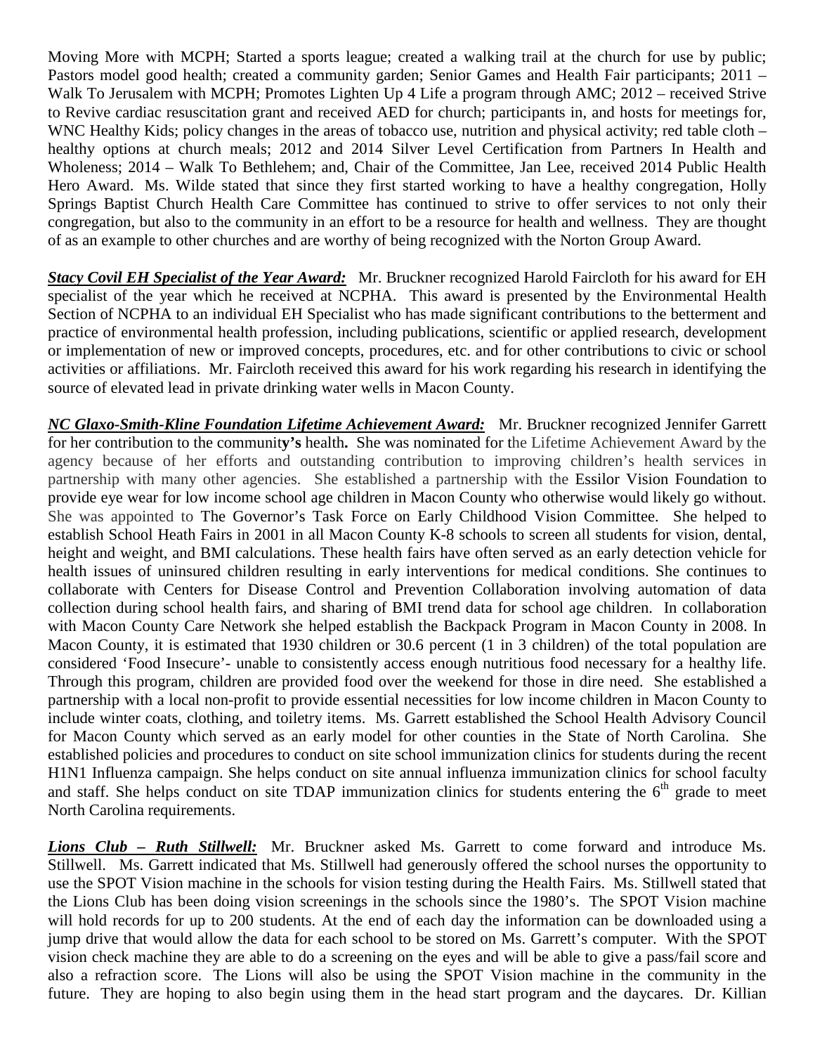Moving More with MCPH; Started a sports league; created a walking trail at the church for use by public; Pastors model good health; created a community garden; Senior Games and Health Fair participants; 2011 – Walk To Jerusalem with MCPH; Promotes Lighten Up 4 Life a program through AMC; 2012 – received Strive to Revive cardiac resuscitation grant and received AED for church; participants in, and hosts for meetings for, WNC Healthy Kids; policy changes in the areas of tobacco use, nutrition and physical activity; red table cloth – healthy options at church meals; 2012 and 2014 Silver Level Certification from Partners In Health and Wholeness; 2014 – Walk To Bethlehem; and, Chair of the Committee, Jan Lee, received 2014 Public Health Hero Award. Ms. Wilde stated that since they first started working to have a healthy congregation, Holly Springs Baptist Church Health Care Committee has continued to strive to offer services to not only their congregation, but also to the community in an effort to be a resource for health and wellness. They are thought of as an example to other churches and are worthy of being recognized with the Norton Group Award.

***Stacy Covil EH Specialist of the Year Award:*** Mr. Bruckner recognized Harold Faircloth for his award for EH specialist of the year which he received at NCPHA. This award is presented by the Environmental Health Section of NCPHA to an individual EH Specialist who has made significant contributions to the betterment and practice of environmental health profession, including publications, scientific or applied research, development or implementation of new or improved concepts, procedures, etc. and for other contributions to civic or school activities or affiliations. Mr. Faircloth received this award for his work regarding his research in identifying the source of elevated lead in private drinking water wells in Macon County.

***NC Glaxo-Smith-Kline Foundation Lifetime Achievement Award:*** Mr. Bruckner recognized Jennifer Garrett for her contribution to the communit**y's** health**.** She was nominated for the Lifetime Achievement Award by the agency because of her efforts and outstanding contribution to improving children's health services in partnership with many other agencies. She established a partnership with the Essilor Vision Foundation to provide eye wear for low income school age children in Macon County who otherwise would likely go without. She was appointed to The Governor's Task Force on Early Childhood Vision Committee. She helped to establish School Heath Fairs in 2001 in all Macon County K-8 schools to screen all students for vision, dental, height and weight, and BMI calculations. These health fairs have often served as an early detection vehicle for health issues of uninsured children resulting in early interventions for medical conditions. She continues to collaborate with Centers for Disease Control and Prevention Collaboration involving automation of data collection during school health fairs, and sharing of BMI trend data for school age children. In collaboration with Macon County Care Network she helped establish the Backpack Program in Macon County in 2008. In Macon County, it is estimated that 1930 children or 30.6 percent (1 in 3 children) of the total population are considered 'Food Insecure'- unable to consistently access enough nutritious food necessary for a healthy life. Through this program, children are provided food over the weekend for those in dire need. She established a partnership with a local non-profit to provide essential necessities for low income children in Macon County to include winter coats, clothing, and toiletry items. Ms. Garrett established the School Health Advisory Council for Macon County which served as an early model for other counties in the State of North Carolina. She established policies and procedures to conduct on site school immunization clinics for students during the recent H1N1 Influenza campaign. She helps conduct on site annual influenza immunization clinics for school faculty and staff. She helps conduct on site TDAP immunization clinics for students entering the 6th grade to meet North Carolina requirements.

***Lions Club – Ruth Stillwell:*** Mr. Bruckner asked Ms. Garrett to come forward and introduce Ms. Stillwell. Ms. Garrett indicated that Ms. Stillwell had generously offered the school nurses the opportunity to use the SPOT Vision machine in the schools for vision testing during the Health Fairs. Ms. Stillwell stated that the Lions Club has been doing vision screenings in the schools since the 1980's. The SPOT Vision machine will hold records for up to 200 students. At the end of each day the information can be downloaded using a jump drive that would allow the data for each school to be stored on Ms. Garrett's computer. With the SPOT vision check machine they are able to do a screening on the eyes and will be able to give a pass/fail score and also a refraction score. The Lions will also be using the SPOT Vision machine in the community in the future. They are hoping to also begin using them in the head start program and the daycares. Dr. Killian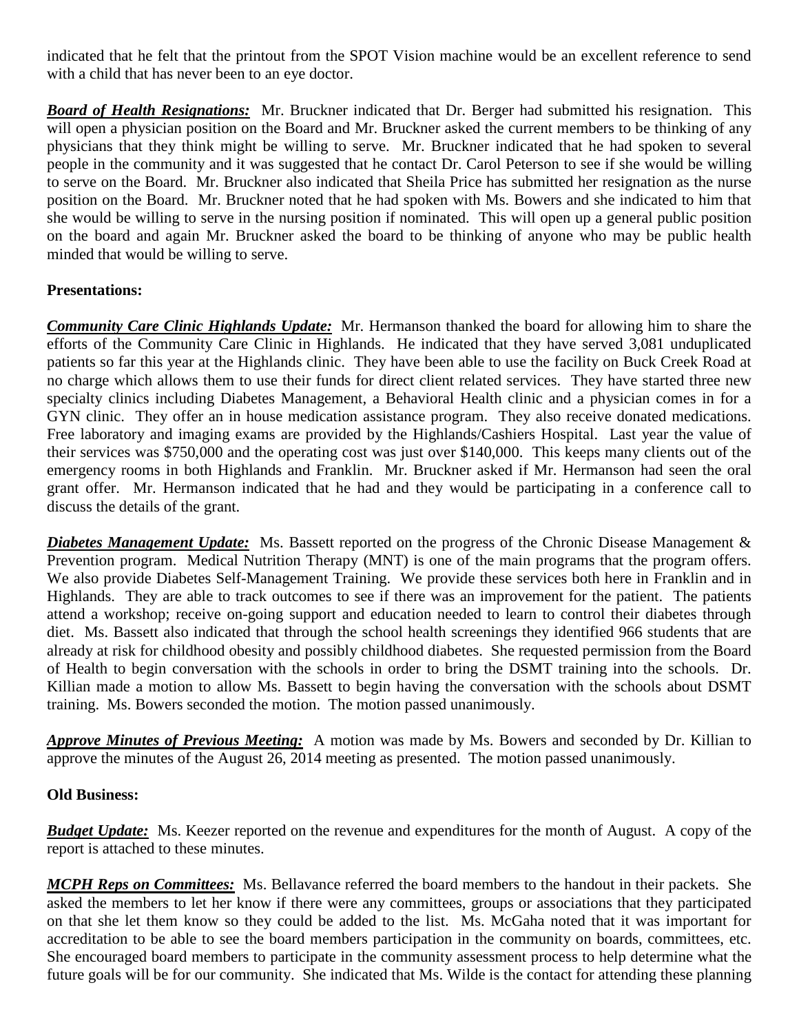indicated that he felt that the printout from the SPOT Vision machine would be an excellent reference to send with a child that has never been to an eye doctor.

***Board of Health Resignations:*** Mr. Bruckner indicated that Dr. Berger had submitted his resignation. This will open a physician position on the Board and Mr. Bruckner asked the current members to be thinking of any physicians that they think might be willing to serve. Mr. Bruckner indicated that he had spoken to several people in the community and it was suggested that he contact Dr. Carol Peterson to see if she would be willing to serve on the Board. Mr. Bruckner also indicated that Sheila Price has submitted her resignation as the nurse position on the Board. Mr. Bruckner noted that he had spoken with Ms. Bowers and she indicated to him that she would be willing to serve in the nursing position if nominated. This will open up a general public position on the board and again Mr. Bruckner asked the board to be thinking of anyone who may be public health minded that would be willing to serve.

**Presentations:**

***Community Care Clinic Highlands Update:*** Mr. Hermanson thanked the board for allowing him to share the efforts of the Community Care Clinic in Highlands. He indicated that they have served 3,081 unduplicated patients so far this year at the Highlands clinic. They have been able to use the facility on Buck Creek Road at no charge which allows them to use their funds for direct client related services. They have started three new specialty clinics including Diabetes Management, a Behavioral Health clinic and a physician comes in for a GYN clinic. They offer an in house medication assistance program. They also receive donated medications. Free laboratory and imaging exams are provided by the Highlands/Cashiers Hospital. Last year the value of their services was $750,000 and the operating cost was just over $140,000. This keeps many clients out of the emergency rooms in both Highlands and Franklin. Mr. Bruckner asked if Mr. Hermanson had seen the oral grant offer. Mr. Hermanson indicated that he had and they would be participating in a conference call to discuss the details of the grant.

***Diabetes Management Update:*** Ms. Bassett reported on the progress of the Chronic Disease Management & Prevention program. Medical Nutrition Therapy (MNT) is one of the main programs that the program offers. We also provide Diabetes Self-Management Training. We provide these services both here in Franklin and in Highlands. They are able to track outcomes to see if there was an improvement for the patient. The patients attend a workshop; receive on-going support and education needed to learn to control their diabetes through diet. Ms. Bassett also indicated that through the school health screenings they identified 966 students that are already at risk for childhood obesity and possibly childhood diabetes. She requested permission from the Board of Health to begin conversation with the schools in order to bring the DSMT training into the schools. Dr. Killian made a motion to allow Ms. Bassett to begin having the conversation with the schools about DSMT training. Ms. Bowers seconded the motion. The motion passed unanimously.

***Approve Minutes of Previous Meeting:*** A motion was made by Ms. Bowers and seconded by Dr. Killian to approve the minutes of the August 26, 2014 meeting as presented. The motion passed unanimously.

**Old Business:**

***Budget Update:*** Ms. Keezer reported on the revenue and expenditures for the month of August. A copy of the report is attached to these minutes.

***MCPH Reps on Committees:*** Ms. Bellavance referred the board members to the handout in their packets. She asked the members to let her know if there were any committees, groups or associations that they participated on that she let them know so they could be added to the list. Ms. McGaha noted that it was important for accreditation to be able to see the board members participation in the community on boards, committees, etc. She encouraged board members to participate in the community assessment process to help determine what the future goals will be for our community. She indicated that Ms. Wilde is the contact for attending these planning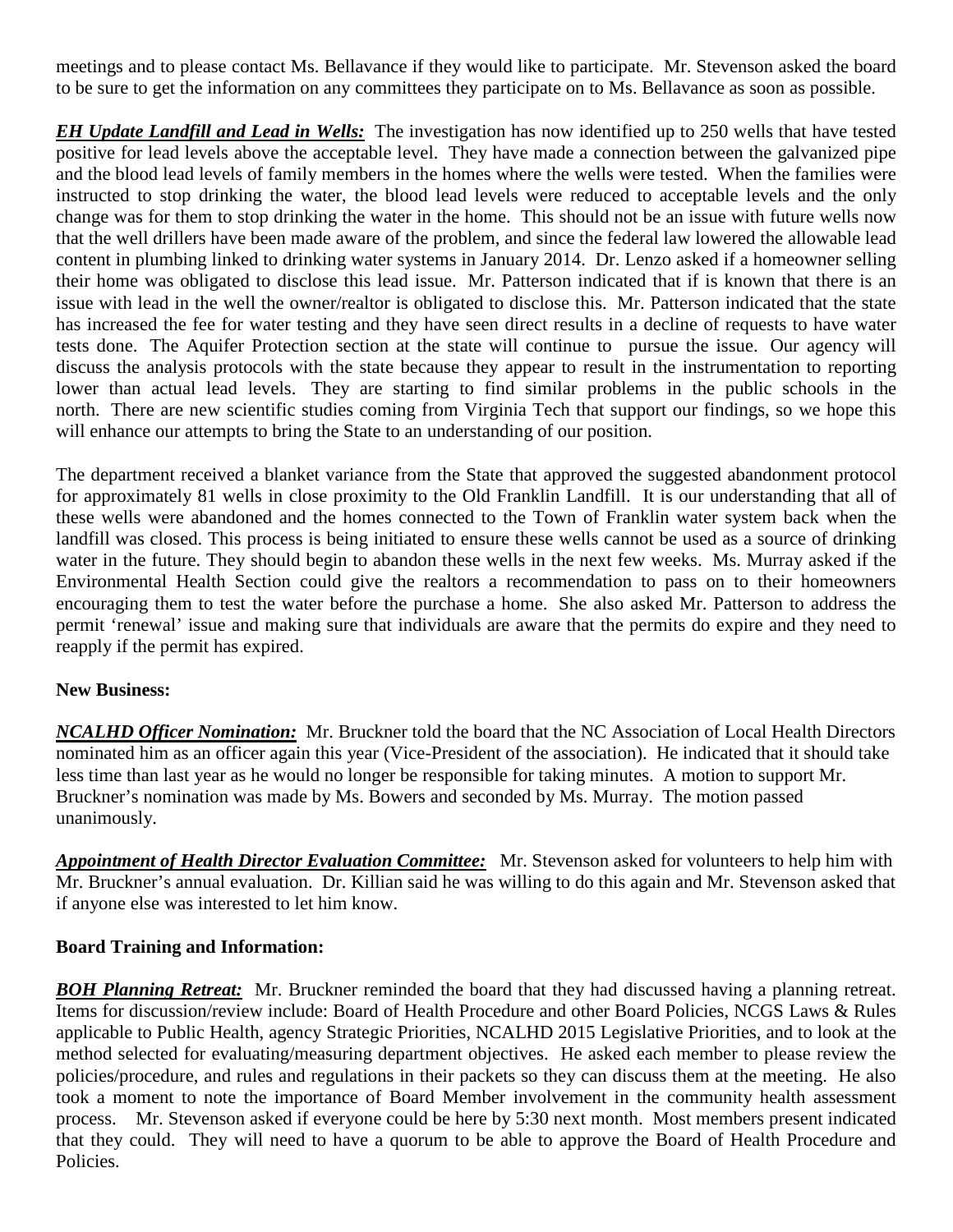meetings and to please contact Ms. Bellavance if they would like to participate. Mr. Stevenson asked the board to be sure to get the information on any committees they participate on to Ms. Bellavance as soon as possible.

***EH Update Landfill and Lead in Wells:*** The investigation has now identified up to 250 wells that have tested positive for lead levels above the acceptable level. They have made a connection between the galvanized pipe and the blood lead levels of family members in the homes where the wells were tested. When the families were instructed to stop drinking the water, the blood lead levels were reduced to acceptable levels and the only change was for them to stop drinking the water in the home. This should not be an issue with future wells now that the well drillers have been made aware of the problem, and since the federal law lowered the allowable lead content in plumbing linked to drinking water systems in January 2014. Dr. Lenzo asked if a homeowner selling their home was obligated to disclose this lead issue. Mr. Patterson indicated that if is known that there is an issue with lead in the well the owner/realtor is obligated to disclose this. Mr. Patterson indicated that the state has increased the fee for water testing and they have seen direct results in a decline of requests to have water tests done. The Aquifer Protection section at the state will continue to pursue the issue. Our agency will discuss the analysis protocols with the state because they appear to result in the instrumentation to reporting lower than actual lead levels. They are starting to find similar problems in the public schools in the north. There are new scientific studies coming from Virginia Tech that support our findings, so we hope this will enhance our attempts to bring the State to an understanding of our position.

The department received a blanket variance from the State that approved the suggested abandonment protocol for approximately 81 wells in close proximity to the Old Franklin Landfill. It is our understanding that all of these wells were abandoned and the homes connected to the Town of Franklin water system back when the landfill was closed. This process is being initiated to ensure these wells cannot be used as a source of drinking water in the future. They should begin to abandon these wells in the next few weeks. Ms. Murray asked if the Environmental Health Section could give the realtors a recommendation to pass on to their homeowners encouraging them to test the water before the purchase a home. She also asked Mr. Patterson to address the permit 'renewal' issue and making sure that individuals are aware that the permits do expire and they need to reapply if the permit has expired.

**New Business:**

***NCALHD Officer Nomination:*** Mr. Bruckner told the board that the NC Association of Local Health Directors nominated him as an officer again this year (Vice-President of the association). He indicated that it should take less time than last year as he would no longer be responsible for taking minutes. A motion to support Mr. Bruckner's nomination was made by Ms. Bowers and seconded by Ms. Murray. The motion passed unanimously.

***Appointment of Health Director Evaluation Committee:*** Mr. Stevenson asked for volunteers to help him with Mr. Bruckner's annual evaluation. Dr. Killian said he was willing to do this again and Mr. Stevenson asked that if anyone else was interested to let him know.

**Board Training and Information:**

***BOH Planning Retreat:*** Mr. Bruckner reminded the board that they had discussed having a planning retreat. Items for discussion/review include: Board of Health Procedure and other Board Policies, NCGS Laws & Rules applicable to Public Health, agency Strategic Priorities, NCALHD 2015 Legislative Priorities, and to look at the method selected for evaluating/measuring department objectives. He asked each member to please review the policies/procedure, and rules and regulations in their packets so they can discuss them at the meeting. He also took a moment to note the importance of Board Member involvement in the community health assessment process. Mr. Stevenson asked if everyone could be here by 5:30 next month. Most members present indicated that they could. They will need to have a quorum to be able to approve the Board of Health Procedure and Policies.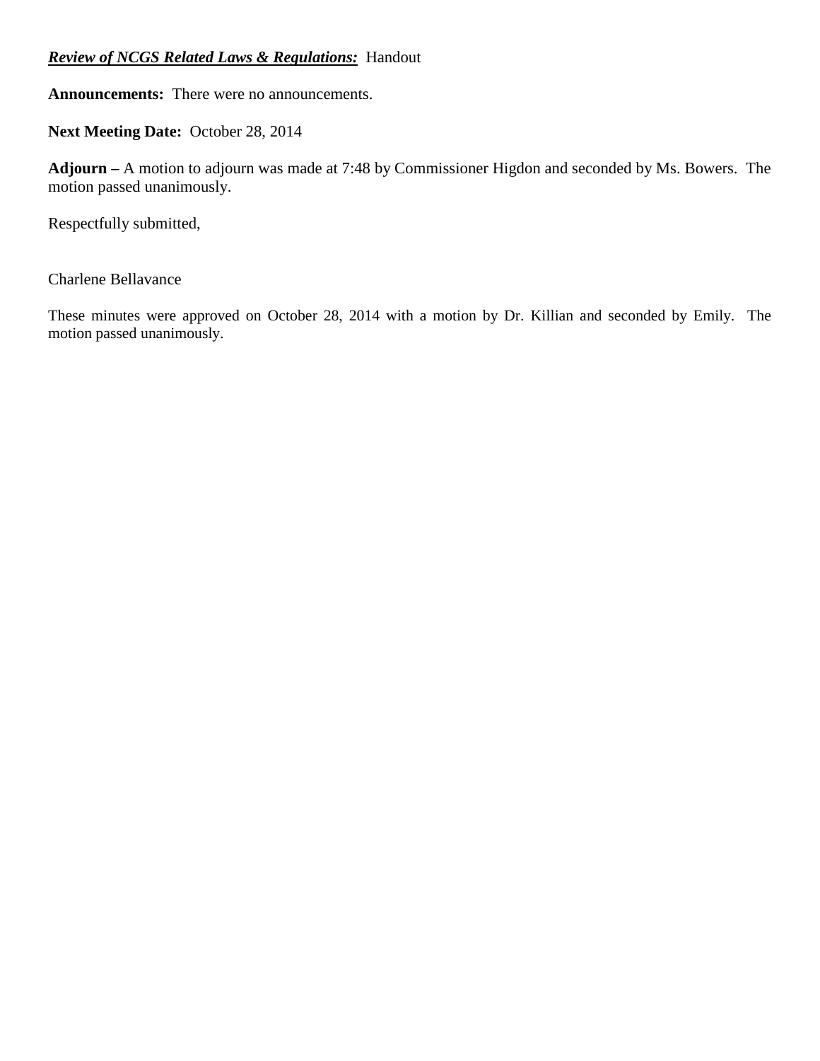***Review of NCGS Related Laws & Regulations:*** Handout

**Announcements:** There were no announcements.

**Next Meeting Date:** October 28, 2014

**Adjourn –** A motion to adjourn was made at 7:48 by Commissioner Higdon and seconded by Ms. Bowers. The motion passed unanimously.

Respectfully submitted,

Charlene Bellavance

These minutes were approved on October 28, 2014 with a motion by Dr. Killian and seconded by Emily. The motion passed unanimously.